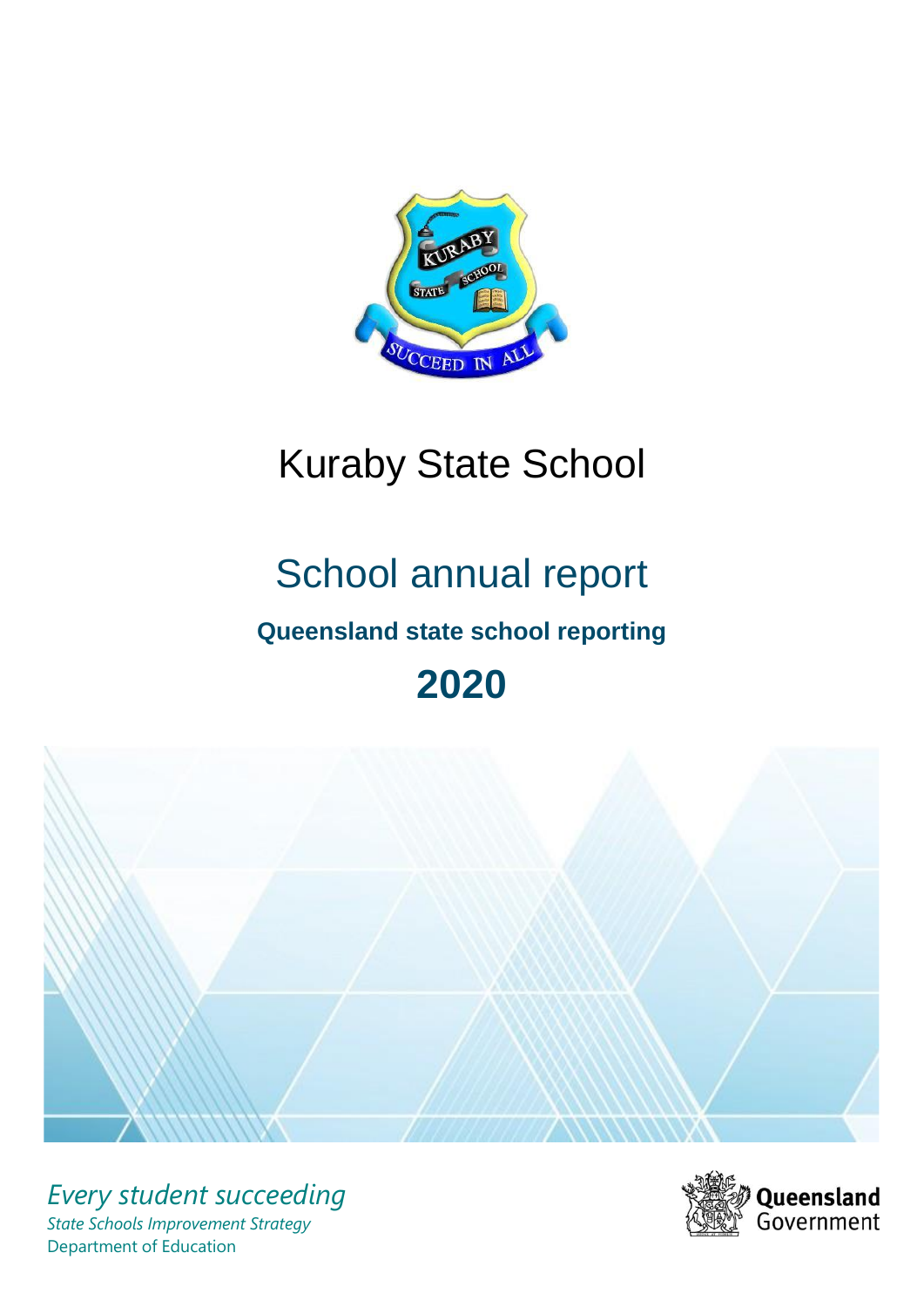# Kuraby State School

## School annual report

### Queensland state school reporting

## 2020

*Every student succeeding*

*State Schools Improvement Strategy*

Department of Education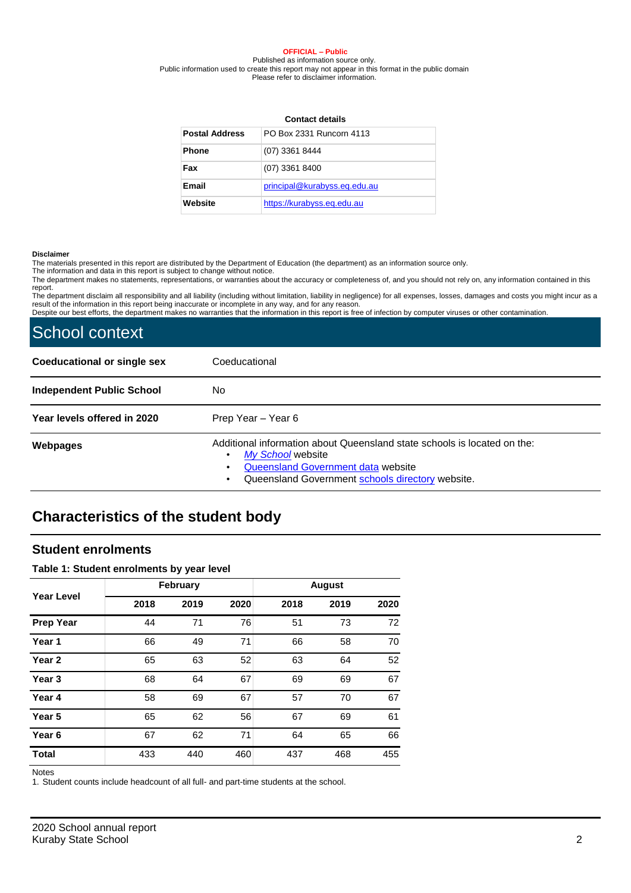**OFFICIAL – Public**
Published as information source only.
Public information used to create this report may not appear in this format in the public domain
Please refer to disclaimer information.

**Contact details**

| | |
|---|---|
| **Postal Address** | PO Box 2331 Runcorn 4113 |
| **Phone** | (07) 3361 8444 |
| **Fax** | (07) 3361 8400 |
| **Email** | principal@kurabyss.eq.edu.au |
| **Website** | https://kurabyss.eq.edu.au |

**Disclaimer**
The materials presented in this report are distributed by the Department of Education (the department) as an information source only.
The information and data in this report is subject to change without notice.
The department makes no statements, representations, or warranties about the accuracy or completeness of, and you should not rely on, any information contained in this report.
The department disclaim all responsibility and all liability (including without limitation, liability in negligence) for all expenses, losses, damages and costs you might incur as a result of the information in this report being inaccurate or incomplete in any way, and for any reason.
Despite our best efforts, the department makes no warranties that the information in this report is free of infection by computer viruses or other contamination.

# School context

| | |
|---|---|
| **Coeducational or single sex** | Coeducational |
| **Independent Public School** | No |
| **Year levels offered in 2020** | Prep Year – Year 6 |
| **Webpages** | Additional information about Queensland state schools is located on the: • *My School* website • Queensland Government data website • Queensland Government schools directory website. |

## Characteristics of the student body

### Student enrolments

**Table 1: Student enrolments by year level**

| Year Level | February | | | August | | |
|---|---|---|---|---|---|---|
| | 2018 | 2019 | 2020 | 2018 | 2019 | 2020 |
| **Prep Year** | 44 | 71 | 76 | 51 | 73 | 72 |
| **Year 1** | 66 | 49 | 71 | 66 | 58 | 70 |
| **Year 2** | 65 | 63 | 52 | 63 | 64 | 52 |
| **Year 3** | 68 | 64 | 67 | 69 | 69 | 67 |
| **Year 4** | 58 | 69 | 67 | 57 | 70 | 67 |
| **Year 5** | 65 | 62 | 56 | 67 | 69 | 61 |
| **Year 6** | 67 | 62 | 71 | 64 | 65 | 66 |
| **Total** | 433 | 440 | 460 | 437 | 468 | 455 |

Notes
1. Student counts include headcount of all full- and part-time students at the school.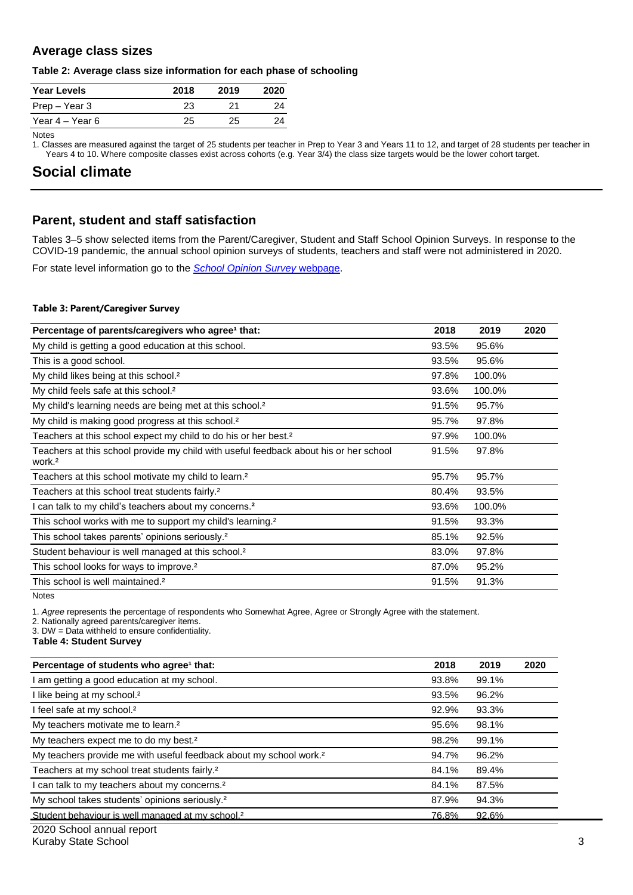## Average class sizes

**Table 2: Average class size information for each phase of schooling**

| Year Levels | 2018 | 2019 | 2020 |
|---|---|---|---|
| Prep – Year 3 | 23 | 21 | 24 |
| Year 4 – Year 6 | 25 | 25 | 24 |

Notes

1. Classes are measured against the target of 25 students per teacher in Prep to Year 3 and Years 11 to 12, and target of 28 students per teacher in Years 4 to 10. Where composite classes exist across cohorts (e.g. Year 3/4) the class size targets would be the lower cohort target.

# Social climate

## Parent, student and staff satisfaction

Tables 3–5 show selected items from the Parent/Caregiver, Student and Staff School Opinion Surveys. In response to the COVID-19 pandemic, the annual school opinion surveys of students, teachers and staff were not administered in 2020.

For state level information go to the *School Opinion Survey* webpage.

**Table 3: Parent/Caregiver Survey**

| Percentage of parents/caregivers who agree[1] that: | 2018 | 2019 | 2020 |
|---|---|---|---|
| My child is getting a good education at this school. | 93.5% | 95.6% | |
| This is a good school. | 93.5% | 95.6% | |
| My child likes being at this school.[2] | 97.8% | 100.0% | |
| My child feels safe at this school.[2] | 93.6% | 100.0% | |
| My child's learning needs are being met at this school.[2] | 91.5% | 95.7% | |
| My child is making good progress at this school.[2] | 95.7% | 97.8% | |
| Teachers at this school expect my child to do his or her best.[2] | 97.9% | 100.0% | |
| Teachers at this school provide my child with useful feedback about his or her school work.[2] | 91.5% | 97.8% | |
| Teachers at this school motivate my child to learn.[2] | 95.7% | 95.7% | |
| Teachers at this school treat students fairly.[2] | 80.4% | 93.5% | |
| I can talk to my child's teachers about my concerns.[2] | 93.6% | 100.0% | |
| This school works with me to support my child's learning.[2] | 91.5% | 93.3% | |
| This school takes parents' opinions seriously.[2] | 85.1% | 92.5% | |
| Student behaviour is well managed at this school.[2] | 83.0% | 97.8% | |
| This school looks for ways to improve.[2] | 87.0% | 95.2% | |
| This school is well maintained.[2] | 91.5% | 91.3% | |

Notes

1. *Agree* represents the percentage of respondents who Somewhat Agree, Agree or Strongly Agree with the statement.
2. Nationally agreed parents/caregiver items.
3. DW = Data withheld to ensure confidentiality.

**Table 4: Student Survey**

| Percentage of students who agree[1] that: | 2018 | 2019 | 2020 |
|---|---|---|---|
| I am getting a good education at my school. | 93.8% | 99.1% | |
| I like being at my school.[2] | 93.5% | 96.2% | |
| I feel safe at my school.[2] | 92.9% | 93.3% | |
| My teachers motivate me to learn.[2] | 95.6% | 98.1% | |
| My teachers expect me to do my best.[2] | 98.2% | 99.1% | |
| My teachers provide me with useful feedback about my school work.[2] | 94.7% | 96.2% | |
| Teachers at my school treat students fairly.[2] | 84.1% | 89.4% | |
| I can talk to my teachers about my concerns.[2] | 84.1% | 87.5% | |
| My school takes students' opinions seriously.[2] | 87.9% | 94.3% | |
| Student behaviour is well managed at my school.[2] | 76.8% | 92.6% | |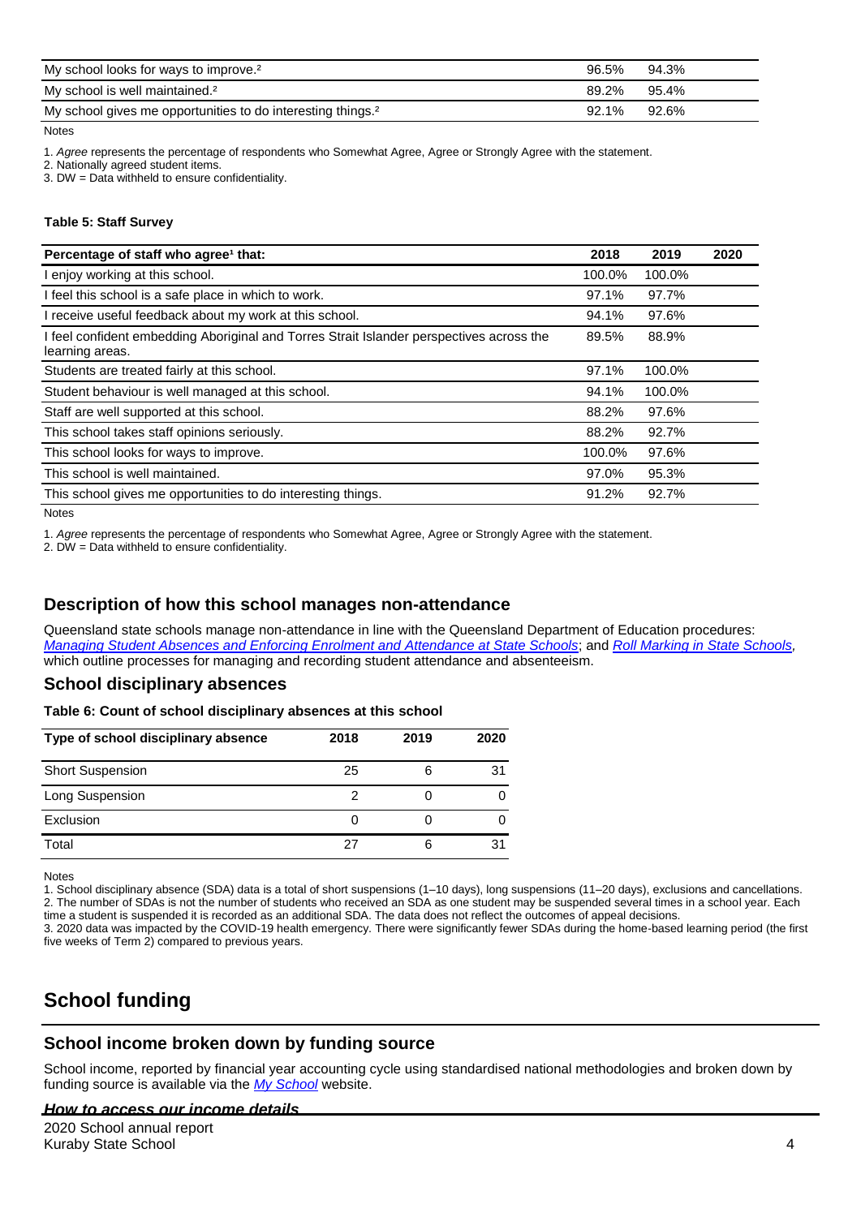| My school looks for ways to improve.[2] | 96.5% | 94.3% | |
|---|---|---|---|
| My school is well maintained.[2] | 89.2% | 95.4% | |
| My school gives me opportunities to do interesting things.[2] | 92.1% | 92.6% | |

Notes

1. *Agree* represents the percentage of respondents who Somewhat Agree, Agree or Strongly Agree with the statement.
2. Nationally agreed student items.
3. DW = Data withheld to ensure confidentiality.

**Table 5: Staff Survey**

| Percentage of staff who agree[1] that: | 2018 | 2019 | 2020 |
|---|---|---|---|
| I enjoy working at this school. | 100.0% | 100.0% | |
| I feel this school is a safe place in which to work. | 97.1% | 97.7% | |
| I receive useful feedback about my work at this school. | 94.1% | 97.6% | |
| I feel confident embedding Aboriginal and Torres Strait Islander perspectives across the learning areas. | 89.5% | 88.9% | |
| Students are treated fairly at this school. | 97.1% | 100.0% | |
| Student behaviour is well managed at this school. | 94.1% | 100.0% | |
| Staff are well supported at this school. | 88.2% | 97.6% | |
| This school takes staff opinions seriously. | 88.2% | 92.7% | |
| This school looks for ways to improve. | 100.0% | 97.6% | |
| This school is well maintained. | 97.0% | 95.3% | |
| This school gives me opportunities to do interesting things. | 91.2% | 92.7% | |

Notes

1. *Agree* represents the percentage of respondents who Somewhat Agree, Agree or Strongly Agree with the statement.
2. DW = Data withheld to ensure confidentiality.

## Description of how this school manages non-attendance

Queensland state schools manage non-attendance in line with the Queensland Department of Education procedures: *Managing Student Absences and Enforcing Enrolment and Attendance at State Schools*; and *Roll Marking in State Schools,* which outline processes for managing and recording student attendance and absenteeism.

## School disciplinary absences

**Table 6: Count of school disciplinary absences at this school**

| Type of school disciplinary absence | 2018 | 2019 | 2020 |
|---|---|---|---|
| Short Suspension | 25 | 6 | 31 |
| Long Suspension | 2 | 0 | 0 |
| Exclusion | 0 | 0 | 0 |
| Total | 27 | 6 | 31 |

Notes

1. School disciplinary absence (SDA) data is a total of short suspensions (1–10 days), long suspensions (11–20 days), exclusions and cancellations.
2. The number of SDAs is not the number of students who received an SDA as one student may be suspended several times in a school year. Each time a student is suspended it is recorded as an additional SDA. The data does not reflect the outcomes of appeal decisions.
3. 2020 data was impacted by the COVID-19 health emergency. There were significantly fewer SDAs during the home-based learning period (the first five weeks of Term 2) compared to previous years.

# School funding

## School income broken down by funding source

School income, reported by financial year accounting cycle using standardised national methodologies and broken down by funding source is available via the *My School* website.

### *How to access our income details*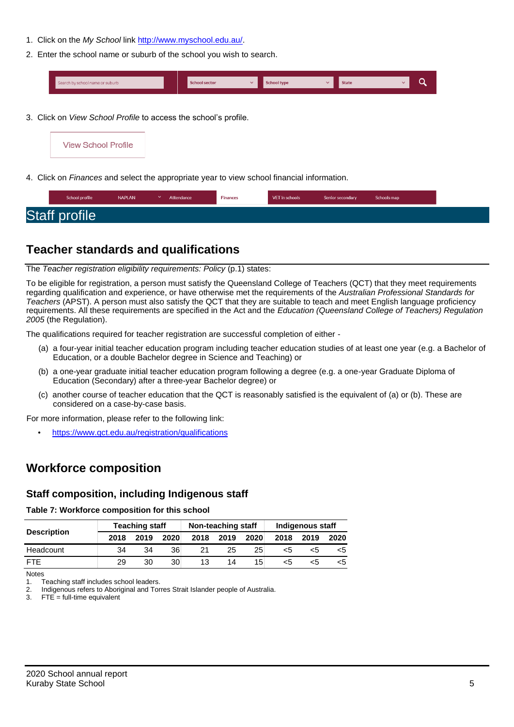1. Click on the *My School* link http://www.myschool.edu.au/.
2. Enter the school name or suburb of the school you wish to search.

Search by school name or suburb | School sector | School type | State

3. Click on *View School Profile* to access the school's profile.

View School Profile

4. Click on *Finances* and select the appropriate year to view school financial information.

School profile | NAPLAN | Attendance | Finances | VET in schools | Senior secondary | Schools map

# Staff profile

## Teacher standards and qualifications

The *Teacher registration eligibility requirements: Policy* (p.1) states:

To be eligible for registration, a person must satisfy the Queensland College of Teachers (QCT) that they meet requirements regarding qualification and experience, or have otherwise met the requirements of the *Australian Professional Standards for Teachers* (APST). A person must also satisfy the QCT that they are suitable to teach and meet English language proficiency requirements. All these requirements are specified in the Act and the *Education (Queensland College of Teachers) Regulation 2005* (the Regulation).

The qualifications required for teacher registration are successful completion of either -

(a) a four-year initial teacher education program including teacher education studies of at least one year (e.g. a Bachelor of Education, or a double Bachelor degree in Science and Teaching) or

(b) a one-year graduate initial teacher education program following a degree (e.g. a one-year Graduate Diploma of Education (Secondary) after a three-year Bachelor degree) or

(c) another course of teacher education that the QCT is reasonably satisfied is the equivalent of (a) or (b). These are considered on a case-by-case basis.

For more information, please refer to the following link:

- https://www.qct.edu.au/registration/qualifications

## Workforce composition

### Staff composition, including Indigenous staff

**Table 7: Workforce composition for this school**

| Description | Teaching staff | | | Non-teaching staff | | | Indigenous staff | | |
|---|---|---|---|---|---|---|---|---|---|
| | 2018 | 2019 | 2020 | 2018 | 2019 | 2020 | 2018 | 2019 | 2020 |
| Headcount | 34 | 34 | 36 | 21 | 25 | 25 | <5 | <5 | <5 |
| FTE | 29 | 30 | 30 | 13 | 14 | 15 | <5 | <5 | <5 |

Notes

1. Teaching staff includes school leaders.
2. Indigenous refers to Aboriginal and Torres Strait Islander people of Australia.
3. FTE = full-time equivalent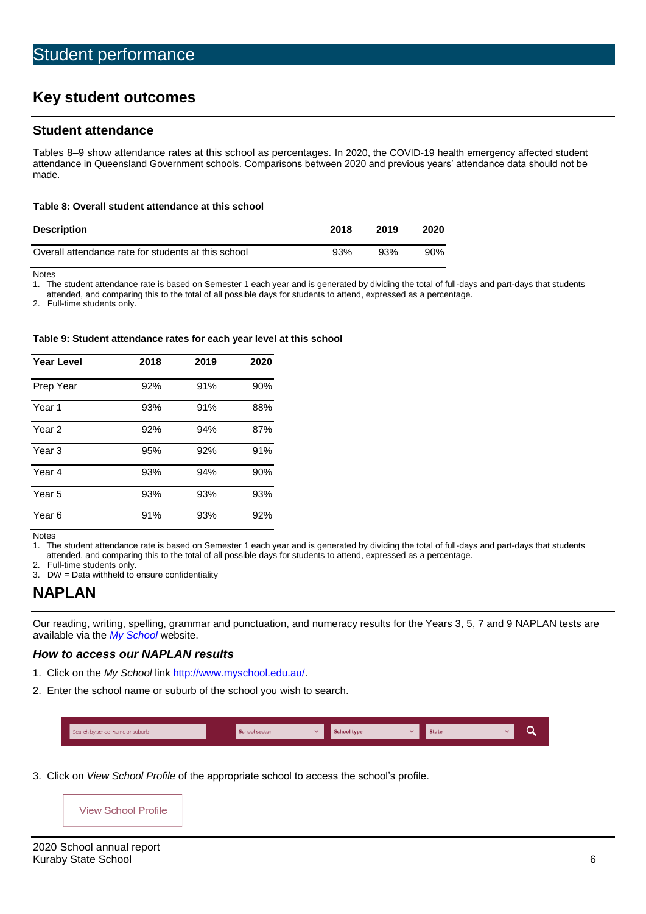# Student performance

## Key student outcomes

### Student attendance

Tables 8–9 show attendance rates at this school as percentages. In 2020, the COVID-19 health emergency affected student attendance in Queensland Government schools. Comparisons between 2020 and previous years' attendance data should not be made.

**Table 8: Overall student attendance at this school**

| Description | 2018 | 2019 | 2020 |
|---|---|---|---|
| Overall attendance rate for students at this school | 93% | 93% | 90% |

Notes
1. The student attendance rate is based on Semester 1 each year and is generated by dividing the total of full-days and part-days that students attended, and comparing this to the total of all possible days for students to attend, expressed as a percentage.
2. Full-time students only.

**Table 9: Student attendance rates for each year level at this school**

| Year Level | 2018 | 2019 | 2020 |
|---|---|---|---|
| Prep Year | 92% | 91% | 90% |
| Year 1 | 93% | 91% | 88% |
| Year 2 | 92% | 94% | 87% |
| Year 3 | 95% | 92% | 91% |
| Year 4 | 93% | 94% | 90% |
| Year 5 | 93% | 93% | 93% |
| Year 6 | 91% | 93% | 92% |

Notes
1. The student attendance rate is based on Semester 1 each year and is generated by dividing the total of full-days and part-days that students attended, and comparing this to the total of all possible days for students to attend, expressed as a percentage.
2. Full-time students only.
3. DW = Data withheld to ensure confidentiality

## NAPLAN

Our reading, writing, spelling, grammar and punctuation, and numeracy results for the Years 3, 5, 7 and 9 NAPLAN tests are available via the *My School* website.

### *How to access our NAPLAN results*

1. Click on the *My School* link http://www.myschool.edu.au/.
2. Enter the school name or suburb of the school you wish to search.

Search by school name or suburb | School sector | School type | State

3. Click on *View School Profile* of the appropriate school to access the school's profile.

View School Profile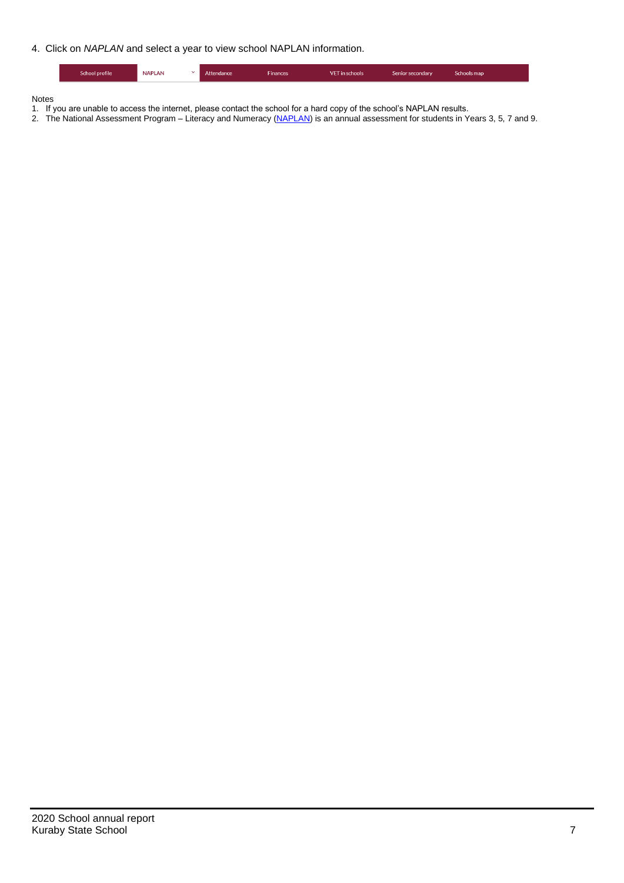4. Click on *NAPLAN* and select a year to view school NAPLAN information.

School profile | NAPLAN | Attendance | Finances | VET in schools | Senior secondary | Schools map

Notes

1. If you are unable to access the internet, please contact the school for a hard copy of the school's NAPLAN results.
2. The National Assessment Program – Literacy and Numeracy (NAPLAN) is an annual assessment for students in Years 3, 5, 7 and 9.